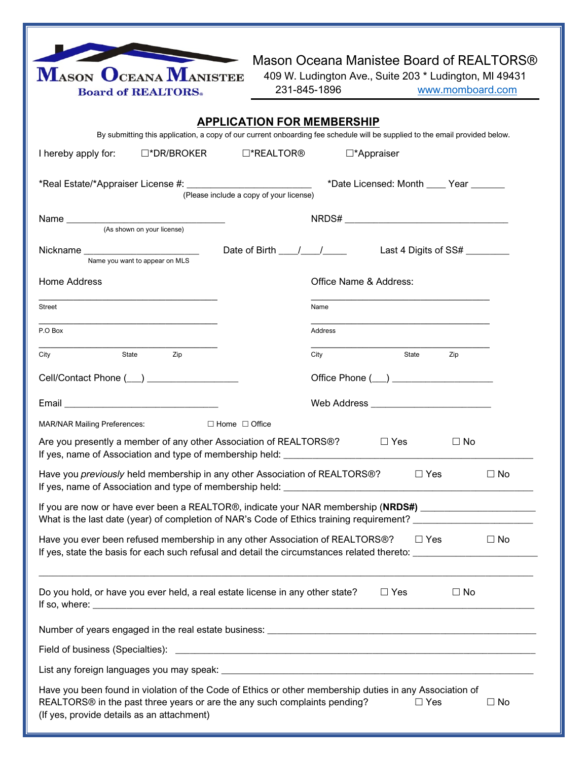**MASON OCEANA MANISTEE**
**Board of REALTORS®**

Mason Oceana Manistee Board of REALTORS®
409 W. Ludington Ave., Suite 203 * Ludington, MI 49431
231-845-1896 www.momboard.com

## APPLICATION FOR MEMBERSHIP

By submitting this application, a copy of our current onboarding fee schedule will be supplied to the email provided below.

I hereby apply for: ☐*DR/BROKER ☐*REALTOR® ☐*Appraiser

*Real Estate/*Appraiser License #: ________________________ *Date Licensed: Month ____ Year _______
(Please include a copy of your license)

Name ________________________________ NRDS# _________________________________
(As shown on your license)

Nickname _______________________ Date of Birth ____/____/_____ Last 4 Digits of SS# _________
Name you want to appear on MLS

Home Address

____________________________________
Street

____________________________________
P.O Box

____________________________________
City State Zip

Office Name & Address:

____________________________________
Name

____________________________________
Address

____________________________________
City State Zip

Cell/Contact Phone (___) __________________ Office Phone (___) ____________________

Email _______________________________ Web Address ________________________

MAR/NAR Mailing Preferences: ☐ Home ☐ Office

Are you presently a member of any other Association of REALTORS®? ☐ Yes ☐ No
If yes, name of Association and type of membership held: _____________________________________________

Have you *previously* held membership in any other Association of REALTORS®? ☐ Yes ☐ No
If yes, name of Association and type of membership held: _____________________________________________

If you are now or have ever been a REALTOR®, indicate your NAR membership (**NRDS#)** ______________________
What is the last date (year) of completion of NAR's Code of Ethics training requirement? _______________________

Have you ever been refused membership in any other Association of REALTORS®? ☐ Yes ☐ No
If yes, state the basis for each such refusal and detail the circumstances related thereto: ________________________

____________________________________________________________________________________________

Do you hold, or have you ever held, a real estate license in any other state? ☐ Yes ☐ No
If so, where: _______________________________________________________________________________

Number of years engaged in the real estate business: ______________________________________________________

Field of business (Specialties): _____________________________________________________________________

List any foreign languages you may speak: ___________________________________________________________

Have you been found in violation of the Code of Ethics or other membership duties in any Association of REALTORS® in the past three years or are the any such complaints pending? ☐ Yes ☐ No
(If yes, provide details as an attachment)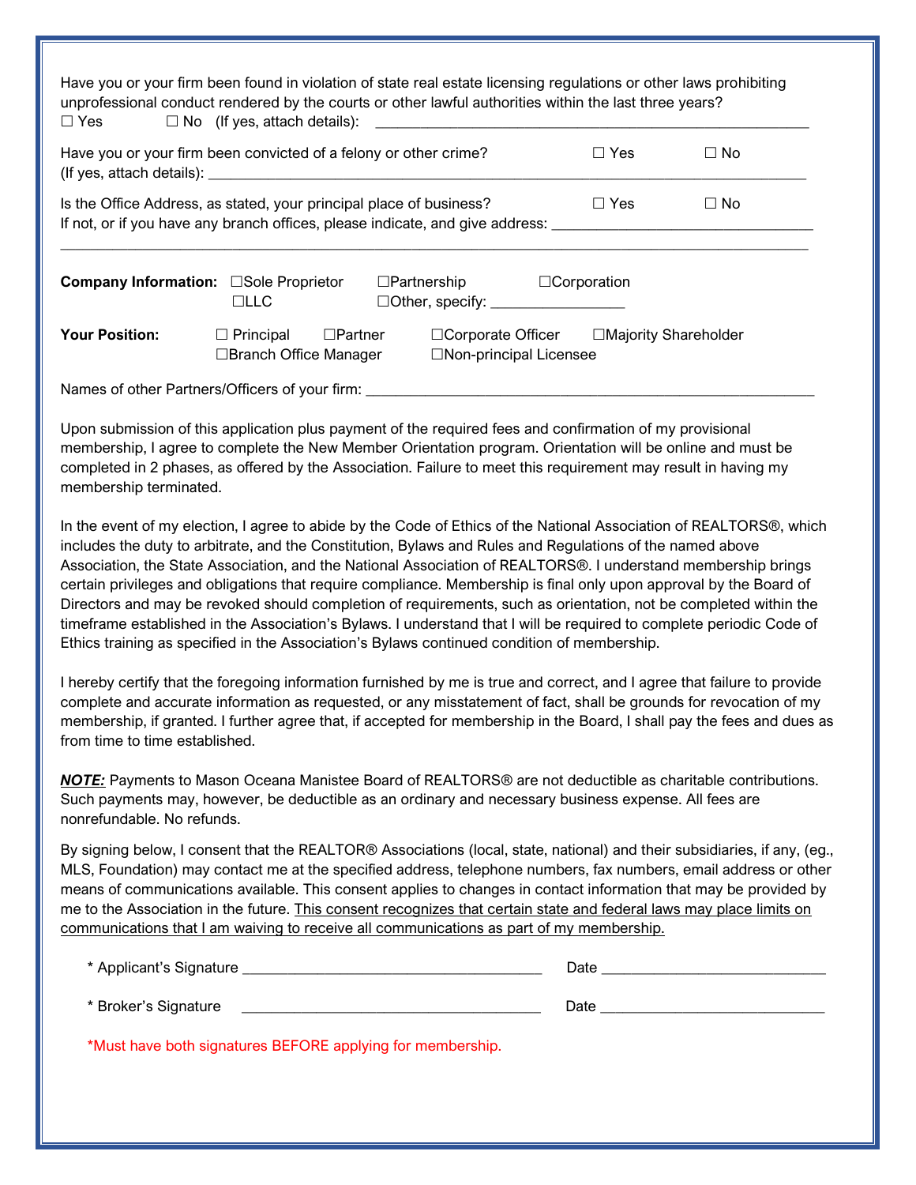Have you or your firm been found in violation of state real estate licensing regulations or other laws prohibiting unprofessional conduct rendered by the courts or other lawful authorities within the last three years?
☐ Yes ☐ No (If yes, attach details): ___________________________________________________

Have you or your firm been convicted of a felony or other crime? ☐ Yes ☐ No
(If yes, attach details): ___________________________________________________

Is the Office Address, as stated, your principal place of business? ☐ Yes ☐ No
If not, or if you have any branch offices, please indicate, and give address: ________________________________

___________________________________________________________________________________

**Company Information:** ☐Sole Proprietor ☐Partnership ☐Corporation ☐LLC ☐Other, specify: ________________

**Your Position:** ☐ Principal ☐Partner ☐Corporate Officer ☐Majority Shareholder ☐Branch Office Manager ☐Non-principal Licensee

Names of other Partners/Officers of your firm: ___________________________________________________

Upon submission of this application plus payment of the required fees and confirmation of my provisional membership, I agree to complete the New Member Orientation program. Orientation will be online and must be completed in 2 phases, as offered by the Association. Failure to meet this requirement may result in having my membership terminated.

In the event of my election, I agree to abide by the Code of Ethics of the National Association of REALTORS®, which includes the duty to arbitrate, and the Constitution, Bylaws and Rules and Regulations of the named above Association, the State Association, and the National Association of REALTORS®. I understand membership brings certain privileges and obligations that require compliance. Membership is final only upon approval by the Board of Directors and may be revoked should completion of requirements, such as orientation, not be completed within the timeframe established in the Association's Bylaws. I understand that I will be required to complete periodic Code of Ethics training as specified in the Association's Bylaws continued condition of membership.

I hereby certify that the foregoing information furnished by me is true and correct, and I agree that failure to provide complete and accurate information as requested, or any misstatement of fact, shall be grounds for revocation of my membership, if granted. I further agree that, if accepted for membership in the Board, I shall pay the fees and dues as from time to time established.

***NOTE:*** Payments to Mason Oceana Manistee Board of REALTORS® are not deductible as charitable contributions. Such payments may, however, be deductible as an ordinary and necessary business expense. All fees are nonrefundable. No refunds.

By signing below, I consent that the REALTOR® Associations (local, state, national) and their subsidiaries, if any, (eg., MLS, Foundation) may contact me at the specified address, telephone numbers, fax numbers, email address or other means of communications available. This consent applies to changes in contact information that may be provided by me to the Association in the future. <u>This consent recognizes that certain state and federal laws may place limits on communications that I am waiving to receive all communications as part of my membership.</u>

\* Applicant's Signature ____________________________________ Date ___________________________

\* Broker's Signature ____________________________________ Date ___________________________

\*Must have both signatures BEFORE applying for membership.